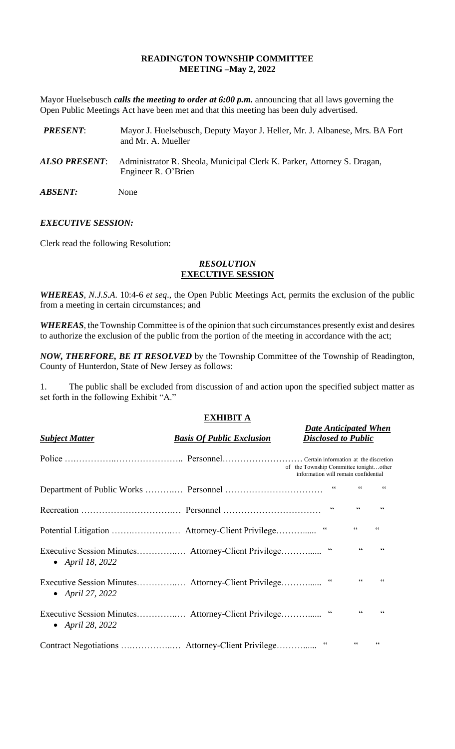# READINGTON TOWNSHIP COMMITTEE
## MEETING –May 2, 2022

Mayor Huelsebusch ***calls the meeting to order at 6:00 p.m.*** announcing that all laws governing the Open Public Meetings Act have been met and that this meeting has been duly advertised.

***PRESENT***: Mayor J. Huelsebusch, Deputy Mayor J. Heller, Mr. J. Albanese, Mrs. BA Fort and Mr. A. Mueller

***ALSO PRESENT***: Administrator R. Sheola, Municipal Clerk K. Parker, Attorney S. Dragan, Engineer R. O'Brien

***ABSENT:*** None

***EXECUTIVE SESSION:***

Clerk read the following Resolution:

### *RESOLUTION*
### EXECUTIVE SESSION

***WHEREAS***, *N.J.S.A.* 10:4-6 *et seq*., the Open Public Meetings Act, permits the exclusion of the public from a meeting in certain circumstances; and

***WHEREAS***, the Township Committee is of the opinion that such circumstances presently exist and desires to authorize the exclusion of the public from the portion of the meeting in accordance with the act;

***NOW, THERFORE, BE IT RESOLVED*** by the Township Committee of the Township of Readington, County of Hunterdon, State of New Jersey as follows:

1. The public shall be excluded from discussion of and action upon the specified subject matter as set forth in the following Exhibit "A."

### EXHIBIT A

| *Subject Matter* | *Basis Of Public Exclusion* | *Date Anticipated When Disclosed to Public* |
|---|---|---|
| Police | Personnel | Certain information at the discretion of the Township Committee tonight…other information will remain confidential |
| Department of Public Works | Personnel | " " " |
| Recreation | Personnel | " " " |
| Potential Litigation | Attorney-Client Privilege | " " " |
| Executive Session Minutes<br>• *April 18, 2022* | Attorney-Client Privilege | " " " |
| Executive Session Minutes<br>• *April 27, 2022* | Attorney-Client Privilege | " " " |
| Executive Session Minutes<br>• *April 28, 2022* | Attorney-Client Privilege | " " " |
| Contract Negotiations | Attorney-Client Privilege | " " " |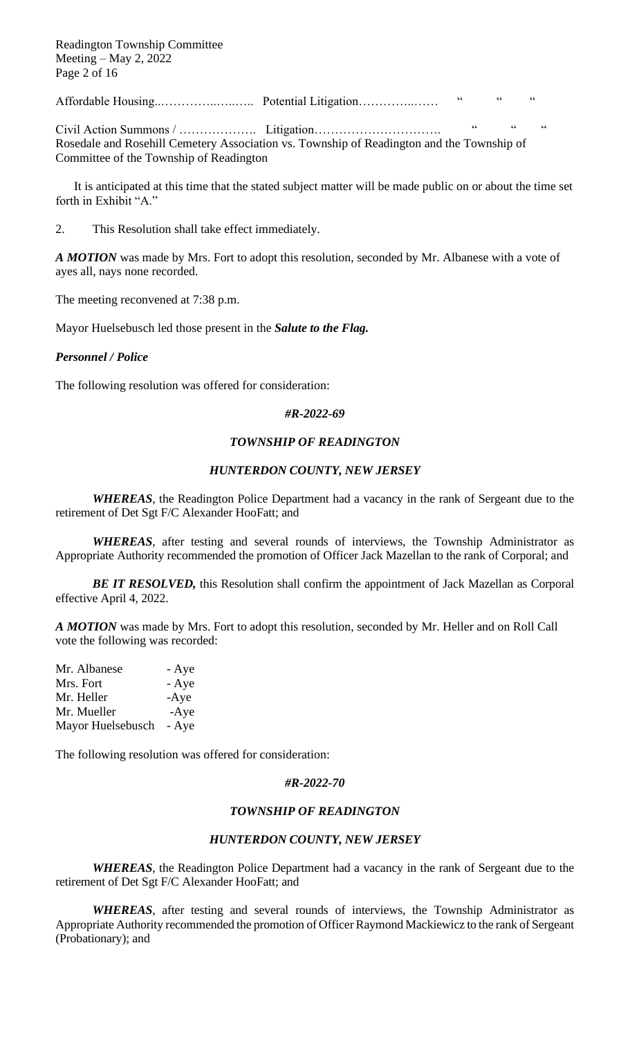Affordable Housing..…………..…..….. Potential Litigation…………..…… " " "

Civil Action Summons / ………………. Litigation…………………………. " " "
Rosedale and Rosehill Cemetery Association vs. Township of Readington and the Township of Committee of the Township of Readington

It is anticipated at this time that the stated subject matter will be made public on or about the time set forth in Exhibit "A."

2. This Resolution shall take effect immediately.

***A MOTION*** was made by Mrs. Fort to adopt this resolution, seconded by Mr. Albanese with a vote of ayes all, nays none recorded.

The meeting reconvened at 7:38 p.m.

Mayor Huelsebusch led those present in the ***Salute to the Flag.***

***Personnel / Police***

The following resolution was offered for consideration:

***#R-2022-69***

***TOWNSHIP OF READINGTON***

***HUNTERDON COUNTY, NEW JERSEY***

***WHEREAS***, the Readington Police Department had a vacancy in the rank of Sergeant due to the retirement of Det Sgt F/C Alexander HooFatt; and

***WHEREAS***, after testing and several rounds of interviews, the Township Administrator as Appropriate Authority recommended the promotion of Officer Jack Mazellan to the rank of Corporal; and

***BE IT RESOLVED,*** this Resolution shall confirm the appointment of Jack Mazellan as Corporal effective April 4, 2022.

***A MOTION*** was made by Mrs. Fort to adopt this resolution, seconded by Mr. Heller and on Roll Call vote the following was recorded:

Mr. Albanese - Aye
Mrs. Fort - Aye
Mr. Heller -Aye
Mr. Mueller -Aye
Mayor Huelsebusch - Aye

The following resolution was offered for consideration:

***#R-2022-70***

***TOWNSHIP OF READINGTON***

***HUNTERDON COUNTY, NEW JERSEY***

***WHEREAS***, the Readington Police Department had a vacancy in the rank of Sergeant due to the retirement of Det Sgt F/C Alexander HooFatt; and

***WHEREAS***, after testing and several rounds of interviews, the Township Administrator as Appropriate Authority recommended the promotion of Officer Raymond Mackiewicz to the rank of Sergeant (Probationary); and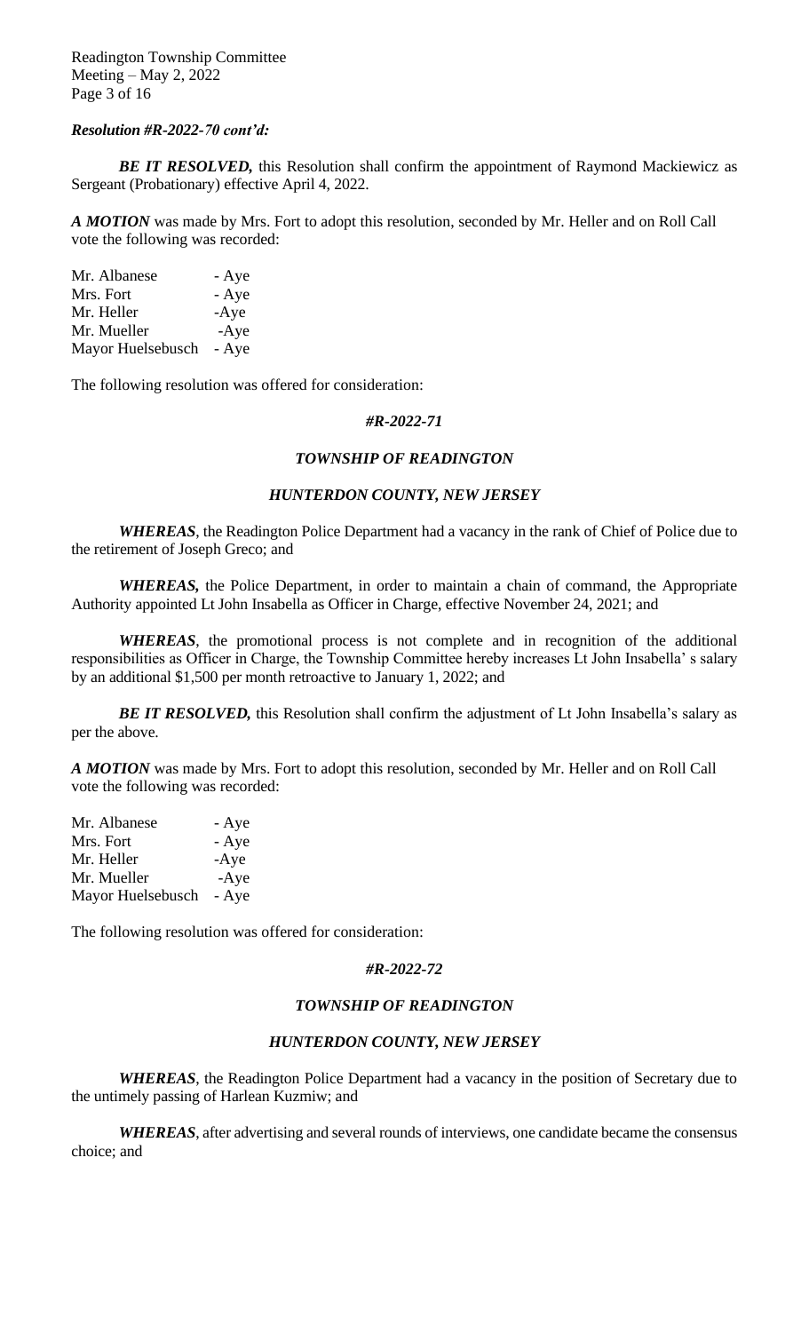***Resolution #R-2022-70 cont'd:***

***BE IT RESOLVED,*** this Resolution shall confirm the appointment of Raymond Mackiewicz as Sergeant (Probationary) effective April 4, 2022.

***A MOTION*** was made by Mrs. Fort to adopt this resolution, seconded by Mr. Heller and on Roll Call vote the following was recorded:

Mr. Albanese - Aye
Mrs. Fort - Aye
Mr. Heller -Aye
Mr. Mueller -Aye
Mayor Huelsebusch - Aye

The following resolution was offered for consideration:

***#R-2022-71***

***TOWNSHIP OF READINGTON***

***HUNTERDON COUNTY, NEW JERSEY***

***WHEREAS***, the Readington Police Department had a vacancy in the rank of Chief of Police due to the retirement of Joseph Greco; and

***WHEREAS,*** the Police Department, in order to maintain a chain of command, the Appropriate Authority appointed Lt John Insabella as Officer in Charge, effective November 24, 2021; and

***WHEREAS***, the promotional process is not complete and in recognition of the additional responsibilities as Officer in Charge, the Township Committee hereby increases Lt John Insabella' s salary by an additional $1,500 per month retroactive to January 1, 2022; and

***BE IT RESOLVED,*** this Resolution shall confirm the adjustment of Lt John Insabella's salary as per the above.

***A MOTION*** was made by Mrs. Fort to adopt this resolution, seconded by Mr. Heller and on Roll Call vote the following was recorded:

Mr. Albanese - Aye
Mrs. Fort - Aye
Mr. Heller -Aye
Mr. Mueller -Aye
Mayor Huelsebusch - Aye

The following resolution was offered for consideration:

***#R-2022-72***

***TOWNSHIP OF READINGTON***

***HUNTERDON COUNTY, NEW JERSEY***

***WHEREAS***, the Readington Police Department had a vacancy in the position of Secretary due to the untimely passing of Harlean Kuzmiw; and

***WHEREAS***, after advertising and several rounds of interviews, one candidate became the consensus choice; and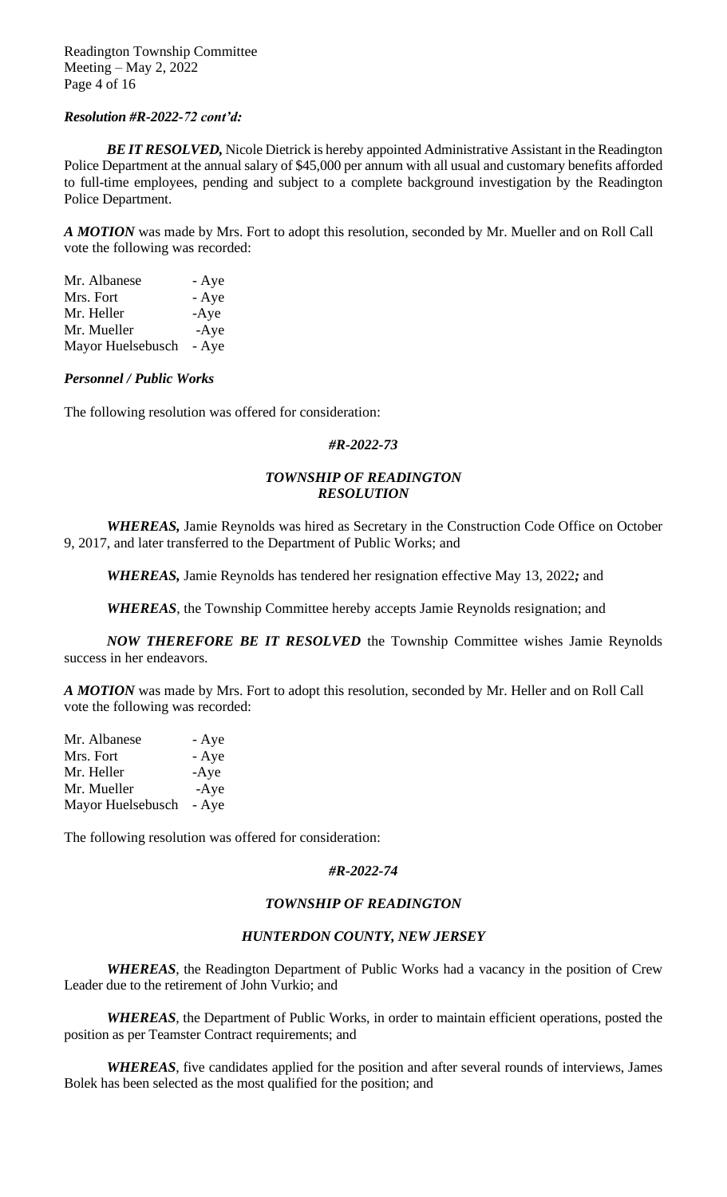***Resolution #R-2022-72 cont'd:***

***BE IT RESOLVED,*** Nicole Dietrick is hereby appointed Administrative Assistant in the Readington Police Department at the annual salary of $45,000 per annum with all usual and customary benefits afforded to full-time employees, pending and subject to a complete background investigation by the Readington Police Department.

***A MOTION*** was made by Mrs. Fort to adopt this resolution, seconded by Mr. Mueller and on Roll Call vote the following was recorded:

Mr. Albanese - Aye
Mrs. Fort - Aye
Mr. Heller -Aye
Mr. Mueller -Aye
Mayor Huelsebusch - Aye

***Personnel / Public Works***

The following resolution was offered for consideration:

***#R-2022-73***

***TOWNSHIP OF READINGTON***
***RESOLUTION***

***WHEREAS,*** Jamie Reynolds was hired as Secretary in the Construction Code Office on October 9, 2017, and later transferred to the Department of Public Works; and

***WHEREAS,*** Jamie Reynolds has tendered her resignation effective May 13, 2022***;*** and

***WHEREAS***, the Township Committee hereby accepts Jamie Reynolds resignation; and

***NOW THEREFORE BE IT RESOLVED*** the Township Committee wishes Jamie Reynolds success in her endeavors.

***A MOTION*** was made by Mrs. Fort to adopt this resolution, seconded by Mr. Heller and on Roll Call vote the following was recorded:

Mr. Albanese - Aye
Mrs. Fort - Aye
Mr. Heller -Aye
Mr. Mueller -Aye
Mayor Huelsebusch - Aye

The following resolution was offered for consideration:

***#R-2022-74***

***TOWNSHIP OF READINGTON***

***HUNTERDON COUNTY, NEW JERSEY***

***WHEREAS***, the Readington Department of Public Works had a vacancy in the position of Crew Leader due to the retirement of John Vurkio; and

***WHEREAS***, the Department of Public Works, in order to maintain efficient operations, posted the position as per Teamster Contract requirements; and

***WHEREAS***, five candidates applied for the position and after several rounds of interviews, James Bolek has been selected as the most qualified for the position; and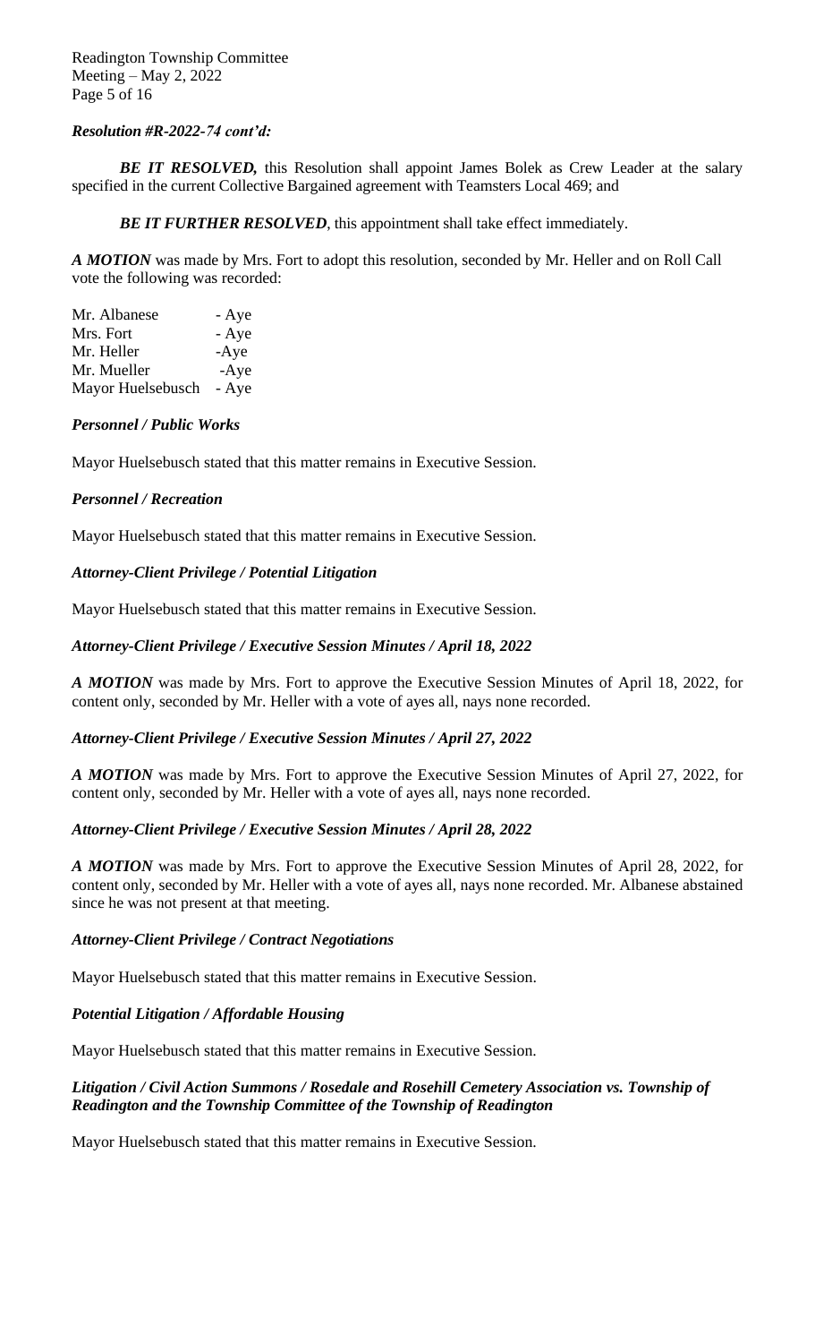***Resolution #R-2022-74 cont'd:***

***BE IT RESOLVED,*** this Resolution shall appoint James Bolek as Crew Leader at the salary specified in the current Collective Bargained agreement with Teamsters Local 469; and

***BE IT FURTHER RESOLVED***, this appointment shall take effect immediately.

***A MOTION*** was made by Mrs. Fort to adopt this resolution, seconded by Mr. Heller and on Roll Call vote the following was recorded:

Mr. Albanese - Aye
Mrs. Fort - Aye
Mr. Heller -Aye
Mr. Mueller -Aye
Mayor Huelsebusch - Aye

***Personnel / Public Works***

Mayor Huelsebusch stated that this matter remains in Executive Session.

***Personnel / Recreation***

Mayor Huelsebusch stated that this matter remains in Executive Session.

***Attorney-Client Privilege / Potential Litigation***

Mayor Huelsebusch stated that this matter remains in Executive Session.

***Attorney-Client Privilege / Executive Session Minutes / April 18, 2022***

***A MOTION*** was made by Mrs. Fort to approve the Executive Session Minutes of April 18, 2022, for content only, seconded by Mr. Heller with a vote of ayes all, nays none recorded.

***Attorney-Client Privilege / Executive Session Minutes / April 27, 2022***

***A MOTION*** was made by Mrs. Fort to approve the Executive Session Minutes of April 27, 2022, for content only, seconded by Mr. Heller with a vote of ayes all, nays none recorded.

***Attorney-Client Privilege / Executive Session Minutes / April 28, 2022***

***A MOTION*** was made by Mrs. Fort to approve the Executive Session Minutes of April 28, 2022, for content only, seconded by Mr. Heller with a vote of ayes all, nays none recorded. Mr. Albanese abstained since he was not present at that meeting.

***Attorney-Client Privilege / Contract Negotiations***

Mayor Huelsebusch stated that this matter remains in Executive Session.

***Potential Litigation / Affordable Housing***

Mayor Huelsebusch stated that this matter remains in Executive Session.

***Litigation / Civil Action Summons / Rosedale and Rosehill Cemetery Association vs. Township of Readington and the Township Committee of the Township of Readington***

Mayor Huelsebusch stated that this matter remains in Executive Session.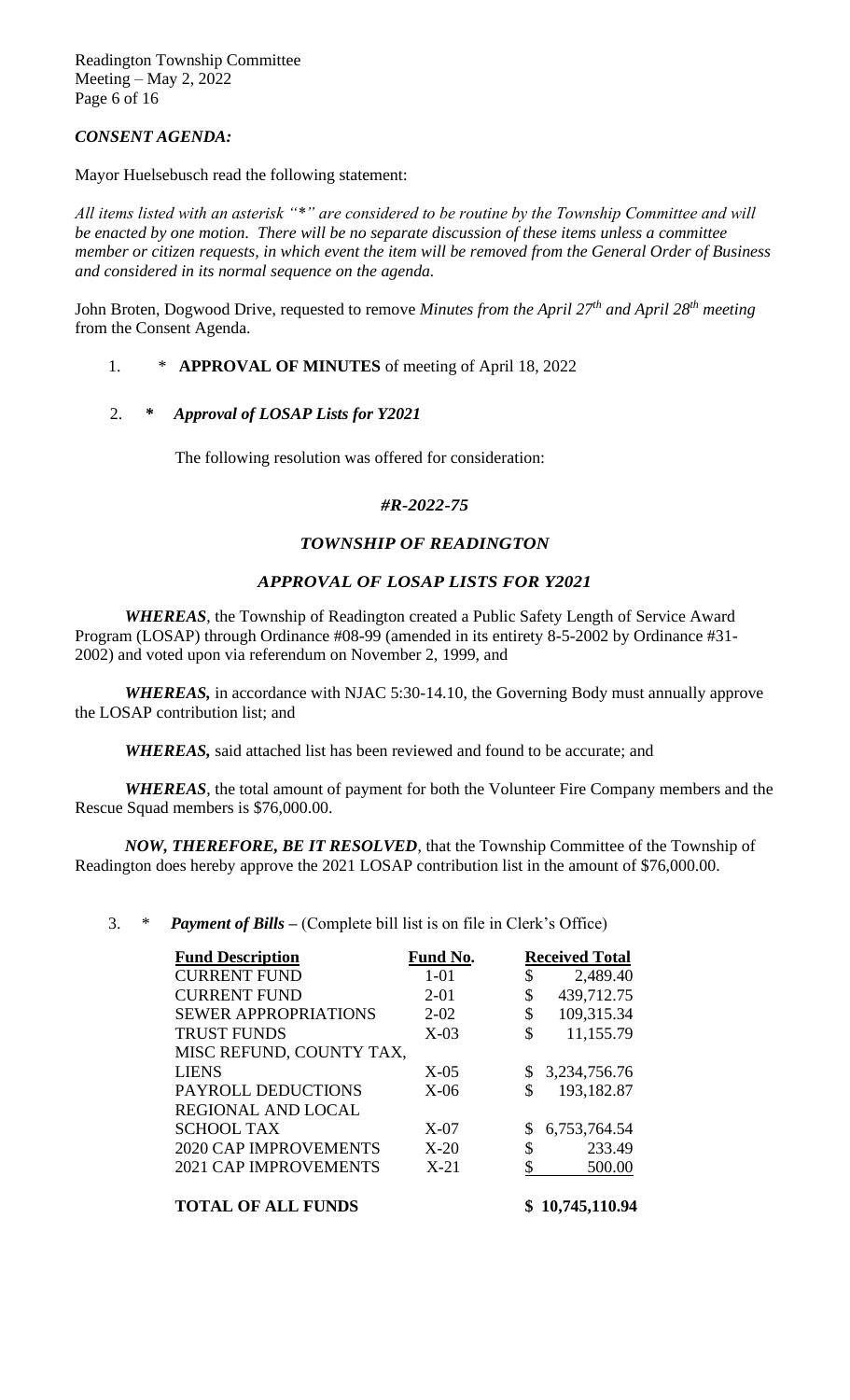### *CONSENT AGENDA:*

Mayor Huelsebusch read the following statement:

*All items listed with an asterisk "*" are considered to be routine by the Township Committee and will be enacted by one motion. There will be no separate discussion of these items unless a committee member or citizen requests, in which event the item will be removed from the General Order of Business and considered in its normal sequence on the agenda.*

John Broten, Dogwood Drive, requested to remove *Minutes from the April 27th and April 28th meeting* from the Consent Agenda.

1. * **APPROVAL OF MINUTES** of meeting of April 18, 2022

2. ***  *Approval of LOSAP Lists for Y2021***

   The following resolution was offered for consideration:

***#R-2022-75***

***TOWNSHIP OF READINGTON***

***APPROVAL OF LOSAP LISTS FOR Y2021***

***WHEREAS***, the Township of Readington created a Public Safety Length of Service Award Program (LOSAP) through Ordinance #08-99 (amended in its entirety 8-5-2002 by Ordinance #31-2002) and voted upon via referendum on November 2, 1999, and

***WHEREAS,*** in accordance with NJAC 5:30-14.10, the Governing Body must annually approve the LOSAP contribution list; and

***WHEREAS,*** said attached list has been reviewed and found to be accurate; and

***WHEREAS***, the total amount of payment for both the Volunteer Fire Company members and the Rescue Squad members is $76,000.00.

***NOW, THEREFORE, BE IT RESOLVED***, that the Township Committee of the Township of Readington does hereby approve the 2021 LOSAP contribution list in the amount of $76,000.00.

3. * ***Payment of Bills*** – (Complete bill list is on file in Clerk's Office)

| Fund Description | Fund No. | Received Total |
|---|---|---|
| CURRENT FUND | 1-01 | $ 2,489.40 |
| CURRENT FUND | 2-01 | $ 439,712.75 |
| SEWER APPROPRIATIONS | 2-02 | $ 109,315.34 |
| TRUST FUNDS | X-03 | $ 11,155.79 |
| MISC REFUND, COUNTY TAX, LIENS | X-05 | $ 3,234,756.76 |
| PAYROLL DEDUCTIONS | X-06 | $ 193,182.87 |
| REGIONAL AND LOCAL SCHOOL TAX | X-07 | $ 6,753,764.54 |
| 2020 CAP IMPROVEMENTS | X-20 | $ 233.49 |
| 2021 CAP IMPROVEMENTS | X-21 | $ 500.00 |
| **TOTAL OF ALL FUNDS** | | **$ 10,745,110.94** |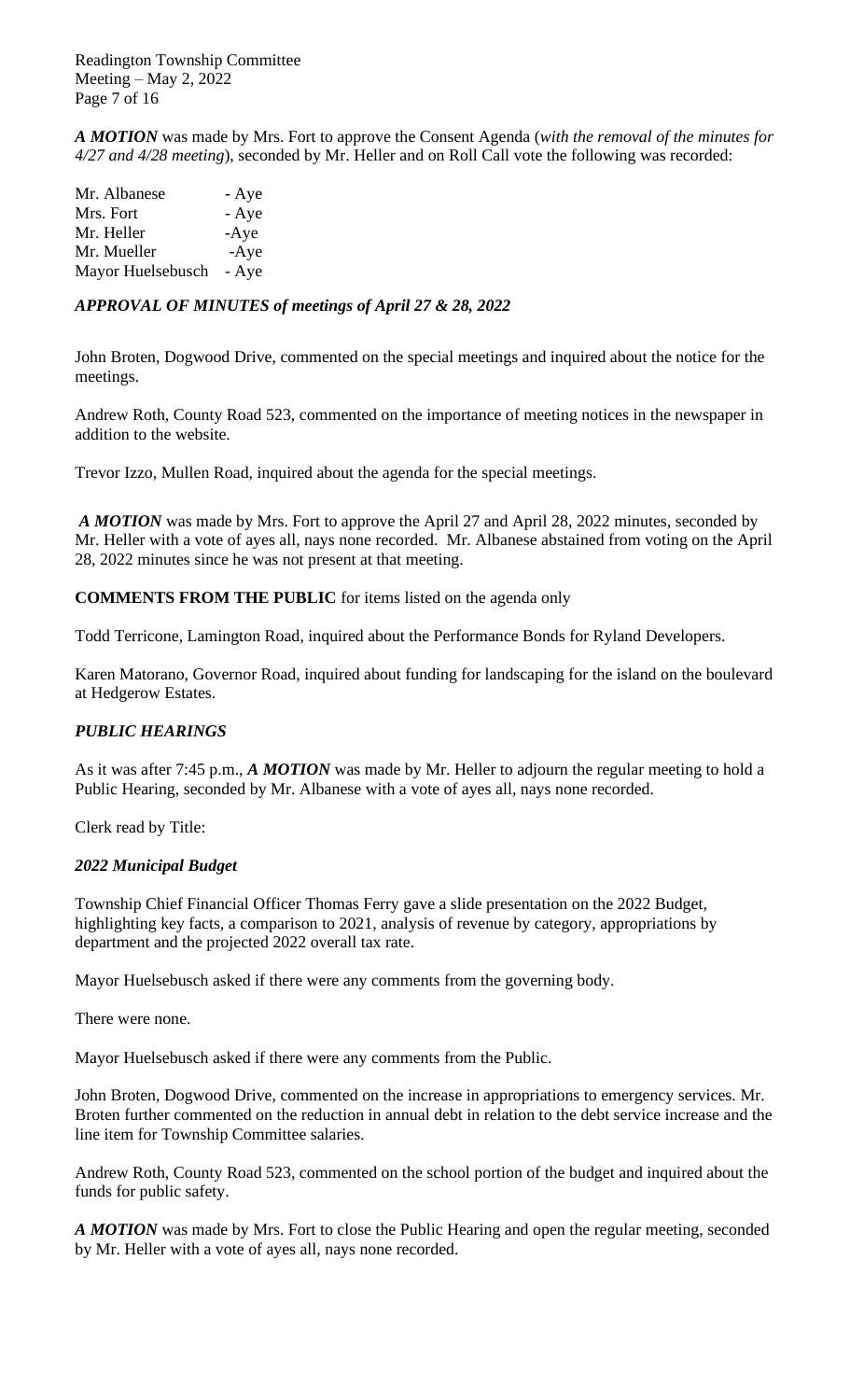***A MOTION*** was made by Mrs. Fort to approve the Consent Agenda (*with the removal of the minutes for 4/27 and 4/28 meeting*), seconded by Mr. Heller and on Roll Call vote the following was recorded:

| | |
|---|---|
| Mr. Albanese | - Aye |
| Mrs. Fort | - Aye |
| Mr. Heller | -Aye |
| Mr. Mueller | -Aye |
| Mayor Huelsebusch | - Aye |

***APPROVAL OF MINUTES of meetings of April 27 & 28, 2022***

John Broten, Dogwood Drive, commented on the special meetings and inquired about the notice for the meetings.

Andrew Roth, County Road 523, commented on the importance of meeting notices in the newspaper in addition to the website.

Trevor Izzo, Mullen Road, inquired about the agenda for the special meetings.

***A MOTION*** was made by Mrs. Fort to approve the April 27 and April 28, 2022 minutes, seconded by Mr. Heller with a vote of ayes all, nays none recorded. Mr. Albanese abstained from voting on the April 28, 2022 minutes since he was not present at that meeting.

**COMMENTS FROM THE PUBLIC** for items listed on the agenda only

Todd Terricone, Lamington Road, inquired about the Performance Bonds for Ryland Developers.

Karen Matorano, Governor Road, inquired about funding for landscaping for the island on the boulevard at Hedgerow Estates.

***PUBLIC HEARINGS***

As it was after 7:45 p.m., ***A MOTION*** was made by Mr. Heller to adjourn the regular meeting to hold a Public Hearing, seconded by Mr. Albanese with a vote of ayes all, nays none recorded.

Clerk read by Title:

***2022 Municipal Budget***

Township Chief Financial Officer Thomas Ferry gave a slide presentation on the 2022 Budget, highlighting key facts, a comparison to 2021, analysis of revenue by category, appropriations by department and the projected 2022 overall tax rate.

Mayor Huelsebusch asked if there were any comments from the governing body.

There were none.

Mayor Huelsebusch asked if there were any comments from the Public.

John Broten, Dogwood Drive, commented on the increase in appropriations to emergency services. Mr. Broten further commented on the reduction in annual debt in relation to the debt service increase and the line item for Township Committee salaries.

Andrew Roth, County Road 523, commented on the school portion of the budget and inquired about the funds for public safety.

***A MOTION*** was made by Mrs. Fort to close the Public Hearing and open the regular meeting, seconded by Mr. Heller with a vote of ayes all, nays none recorded.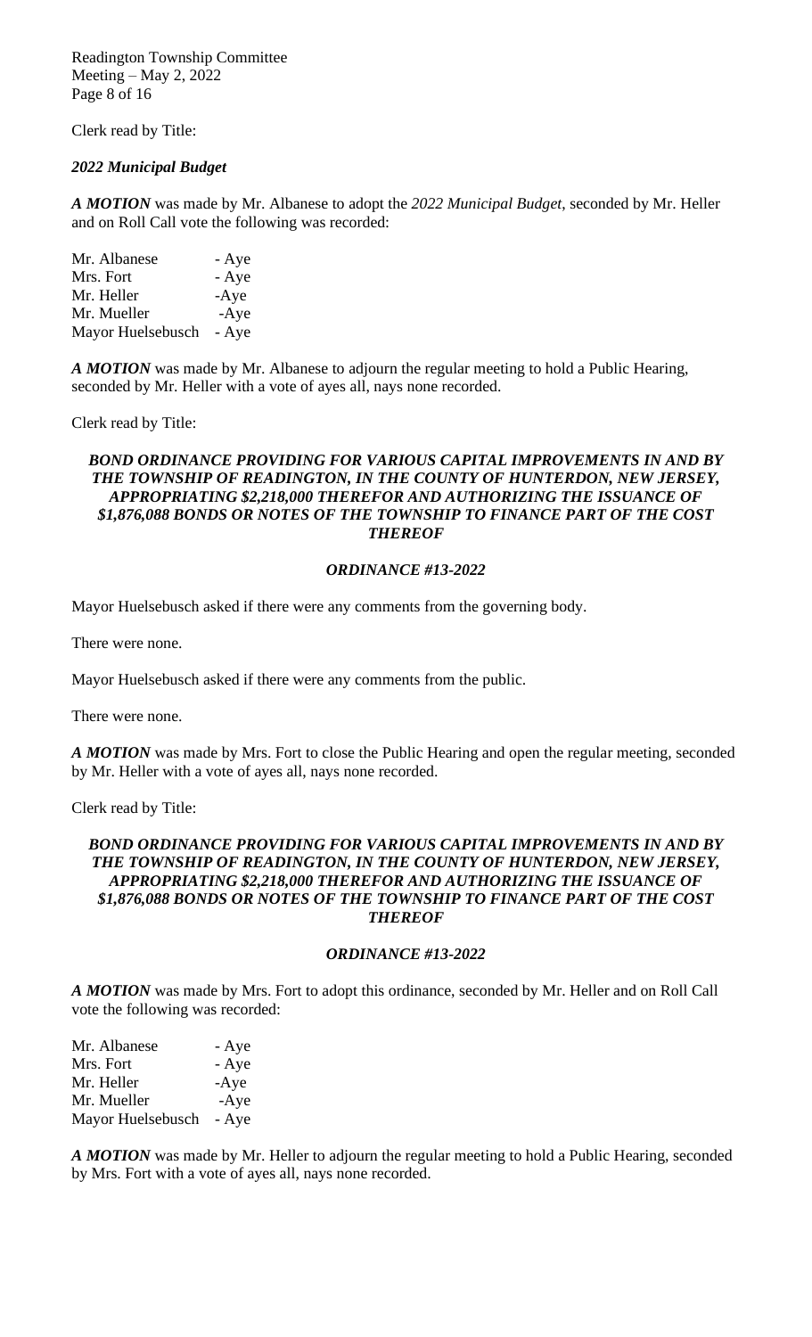Clerk read by Title:

***2022 Municipal Budget***

***A MOTION*** was made by Mr. Albanese to adopt the *2022 Municipal Budget*, seconded by Mr. Heller and on Roll Call vote the following was recorded:

Mr. Albanese - Aye
Mrs. Fort - Aye
Mr. Heller -Aye
Mr. Mueller -Aye
Mayor Huelsebusch - Aye

***A MOTION*** was made by Mr. Albanese to adjourn the regular meeting to hold a Public Hearing, seconded by Mr. Heller with a vote of ayes all, nays none recorded.

Clerk read by Title:

***BOND ORDINANCE PROVIDING FOR VARIOUS CAPITAL IMPROVEMENTS IN AND BY THE TOWNSHIP OF READINGTON, IN THE COUNTY OF HUNTERDON, NEW JERSEY, APPROPRIATING $2,218,000 THEREFOR AND AUTHORIZING THE ISSUANCE OF $1,876,088 BONDS OR NOTES OF THE TOWNSHIP TO FINANCE PART OF THE COST THEREOF***

***ORDINANCE #13-2022***

Mayor Huelsebusch asked if there were any comments from the governing body.

There were none.

Mayor Huelsebusch asked if there were any comments from the public.

There were none.

***A MOTION*** was made by Mrs. Fort to close the Public Hearing and open the regular meeting, seconded by Mr. Heller with a vote of ayes all, nays none recorded.

Clerk read by Title:

***BOND ORDINANCE PROVIDING FOR VARIOUS CAPITAL IMPROVEMENTS IN AND BY THE TOWNSHIP OF READINGTON, IN THE COUNTY OF HUNTERDON, NEW JERSEY, APPROPRIATING $2,218,000 THEREFOR AND AUTHORIZING THE ISSUANCE OF $1,876,088 BONDS OR NOTES OF THE TOWNSHIP TO FINANCE PART OF THE COST THEREOF***

***ORDINANCE #13-2022***

***A MOTION*** was made by Mrs. Fort to adopt this ordinance, seconded by Mr. Heller and on Roll Call vote the following was recorded:

Mr. Albanese - Aye
Mrs. Fort - Aye
Mr. Heller -Aye
Mr. Mueller -Aye
Mayor Huelsebusch - Aye

***A MOTION*** was made by Mr. Heller to adjourn the regular meeting to hold a Public Hearing, seconded by Mrs. Fort with a vote of ayes all, nays none recorded.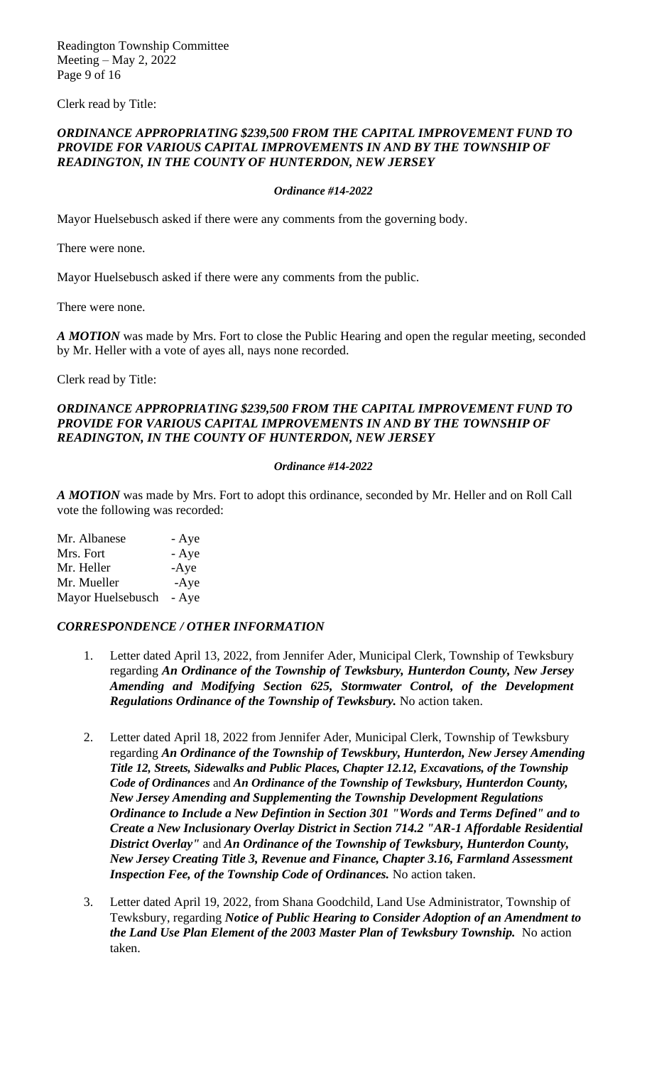Clerk read by Title:

***ORDINANCE APPROPRIATING $239,500 FROM THE CAPITAL IMPROVEMENT FUND TO PROVIDE FOR VARIOUS CAPITAL IMPROVEMENTS IN AND BY THE TOWNSHIP OF READINGTON, IN THE COUNTY OF HUNTERDON, NEW JERSEY***

***Ordinance #14-2022***

Mayor Huelsebusch asked if there were any comments from the governing body.

There were none.

Mayor Huelsebusch asked if there were any comments from the public.

There were none.

***A MOTION*** was made by Mrs. Fort to close the Public Hearing and open the regular meeting, seconded by Mr. Heller with a vote of ayes all, nays none recorded.

Clerk read by Title:

***ORDINANCE APPROPRIATING $239,500 FROM THE CAPITAL IMPROVEMENT FUND TO PROVIDE FOR VARIOUS CAPITAL IMPROVEMENTS IN AND BY THE TOWNSHIP OF READINGTON, IN THE COUNTY OF HUNTERDON, NEW JERSEY***

***Ordinance #14-2022***

***A MOTION*** was made by Mrs. Fort to adopt this ordinance, seconded by Mr. Heller and on Roll Call vote the following was recorded:

Mr. Albanese - Aye
Mrs. Fort - Aye
Mr. Heller -Aye
Mr. Mueller -Aye
Mayor Huelsebusch - Aye

***CORRESPONDENCE / OTHER INFORMATION***

1. Letter dated April 13, 2022, from Jennifer Ader, Municipal Clerk, Township of Tewksbury regarding ***An Ordinance of the Township of Tewksbury, Hunterdon County, New Jersey Amending and Modifying Section 625, Stormwater Control, of the Development Regulations Ordinance of the Township of Tewksbury.*** No action taken.

2. Letter dated April 18, 2022 from Jennifer Ader, Municipal Clerk, Township of Tewksbury regarding ***An Ordinance of the Township of Tewskbury, Hunterdon, New Jersey Amending Title 12, Streets, Sidewalks and Public Places, Chapter 12.12, Excavations, of the Township Code of Ordinances*** and ***An Ordinance of the Township of Tewksbury, Hunterdon County, New Jersey Amending and Supplementing the Township Development Regulations Ordinance to Include a New Defintion in Section 301 "Words and Terms Defined" and to Create a New Inclusionary Overlay District in Section 714.2 "AR-1 Affordable Residential District Overlay"*** and ***An Ordinance of the Township of Tewksbury, Hunterdon County, New Jersey Creating Title 3, Revenue and Finance, Chapter 3.16, Farmland Assessment Inspection Fee, of the Township Code of Ordinances.*** No action taken.

3. Letter dated April 19, 2022, from Shana Goodchild, Land Use Administrator, Township of Tewksbury, regarding ***Notice of Public Hearing to Consider Adoption of an Amendment to the Land Use Plan Element of the 2003 Master Plan of Tewksbury Township.*** No action taken.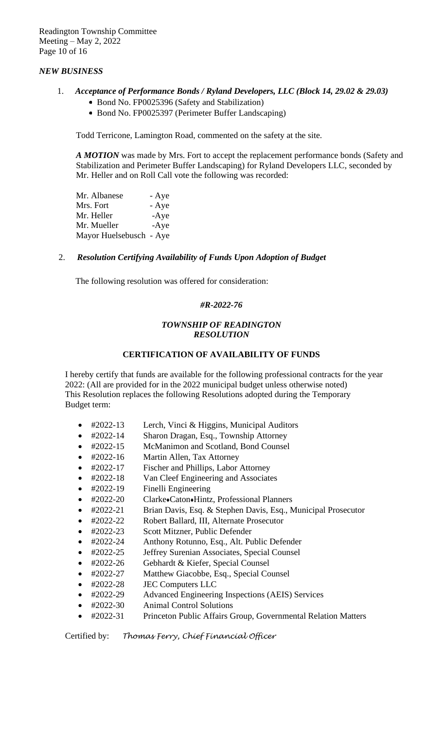### *NEW BUSINESS*

1. ***Acceptance of Performance Bonds / Ryland Developers, LLC (Block 14, 29.02 & 29.03)***
   - Bond No. FP0025396 (Safety and Stabilization)
   - Bond No. FP0025397 (Perimeter Buffer Landscaping)

Todd Terricone, Lamington Road, commented on the safety at the site.

***A MOTION*** was made by Mrs. Fort to accept the replacement performance bonds (Safety and Stabilization and Perimeter Buffer Landscaping) for Ryland Developers LLC, seconded by Mr. Heller and on Roll Call vote the following was recorded:

Mr. Albanese - Aye
Mrs. Fort - Aye
Mr. Heller -Aye
Mr. Mueller -Aye
Mayor Huelsebusch - Aye

2. ***Resolution Certifying Availability of Funds Upon Adoption of Budget***

The following resolution was offered for consideration:

***#R-2022-76***

***TOWNSHIP OF READINGTON***
***RESOLUTION***

**CERTIFICATION OF AVAILABILITY OF FUNDS**

I hereby certify that funds are available for the following professional contracts for the year 2022: (All are provided for in the 2022 municipal budget unless otherwise noted) This Resolution replaces the following Resolutions adopted during the Temporary Budget term:

- #2022-13 Lerch, Vinci & Higgins, Municipal Auditors
- #2022-14 Sharon Dragan, Esq., Township Attorney
- #2022-15 McManimon and Scotland, Bond Counsel
- #2022-16 Martin Allen, Tax Attorney
- #2022-17 Fischer and Phillips, Labor Attorney
- #2022-18 Van Cleef Engineering and Associates
- #2022-19 Finelli Engineering
- #2022-20 Clarke♦Caton♦Hintz, Professional Planners
- #2022-21 Brian Davis, Esq. & Stephen Davis, Esq., Municipal Prosecutor
- #2022-22 Robert Ballard, III, Alternate Prosecutor
- #2022-23 Scott Mitzner, Public Defender
- #2022-24 Anthony Rotunno, Esq., Alt. Public Defender
- #2022-25 Jeffrey Surenian Associates, Special Counsel
- #2022-26 Gebhardt & Kiefer, Special Counsel
- #2022-27 Matthew Giacobbe, Esq., Special Counsel
- #2022-28 JEC Computers LLC
- #2022-29 Advanced Engineering Inspections (AEIS) Services
- #2022-30 Animal Control Solutions
- #2022-31 Princeton Public Affairs Group, Governmental Relation Matters

Certified by: *Thomas Ferry, Chief Financial Officer*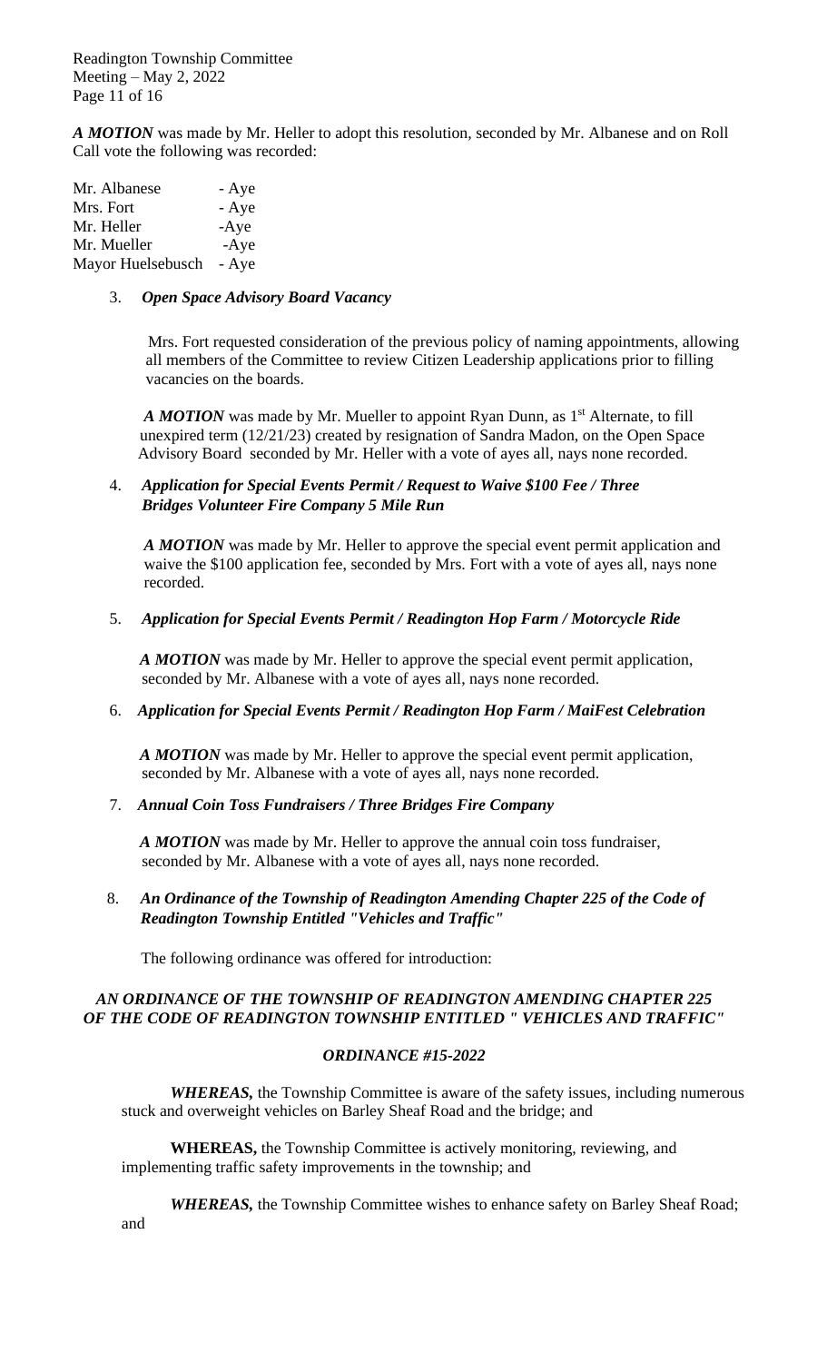***A MOTION*** was made by Mr. Heller to adopt this resolution, seconded by Mr. Albanese and on Roll Call vote the following was recorded:

| | |
|---|---|
| Mr. Albanese | - Aye |
| Mrs. Fort | - Aye |
| Mr. Heller | -Aye |
| Mr. Mueller | -Aye |
| Mayor Huelsebusch | - Aye |

3. ***Open Space Advisory Board Vacancy***

Mrs. Fort requested consideration of the previous policy of naming appointments, allowing all members of the Committee to review Citizen Leadership applications prior to filling vacancies on the boards.

***A MOTION*** was made by Mr. Mueller to appoint Ryan Dunn, as 1st Alternate, to fill unexpired term (12/21/23) created by resignation of Sandra Madon, on the Open Space Advisory Board seconded by Mr. Heller with a vote of ayes all, nays none recorded.

4. ***Application for Special Events Permit / Request to Waive $100 Fee / Three Bridges Volunteer Fire Company 5 Mile Run***

***A MOTION*** was made by Mr. Heller to approve the special event permit application and waive the $100 application fee, seconded by Mrs. Fort with a vote of ayes all, nays none recorded.

5. ***Application for Special Events Permit / Readington Hop Farm / Motorcycle Ride***

***A MOTION*** was made by Mr. Heller to approve the special event permit application, seconded by Mr. Albanese with a vote of ayes all, nays none recorded.

6. ***Application for Special Events Permit / Readington Hop Farm / MaiFest Celebration***

***A MOTION*** was made by Mr. Heller to approve the special event permit application, seconded by Mr. Albanese with a vote of ayes all, nays none recorded.

7. ***Annual Coin Toss Fundraisers / Three Bridges Fire Company***

***A MOTION*** was made by Mr. Heller to approve the annual coin toss fundraiser, seconded by Mr. Albanese with a vote of ayes all, nays none recorded.

8. ***An Ordinance of the Township of Readington Amending Chapter 225 of the Code of Readington Township Entitled "Vehicles and Traffic"***

The following ordinance was offered for introduction:

***AN ORDINANCE OF THE TOWNSHIP OF READINGTON AMENDING CHAPTER 225 OF THE CODE OF READINGTON TOWNSHIP ENTITLED " VEHICLES AND TRAFFIC"***

***ORDINANCE #15-2022***

***WHEREAS,*** the Township Committee is aware of the safety issues, including numerous stuck and overweight vehicles on Barley Sheaf Road and the bridge; and

**WHEREAS,** the Township Committee is actively monitoring, reviewing, and implementing traffic safety improvements in the township; and

***WHEREAS,*** the Township Committee wishes to enhance safety on Barley Sheaf Road; and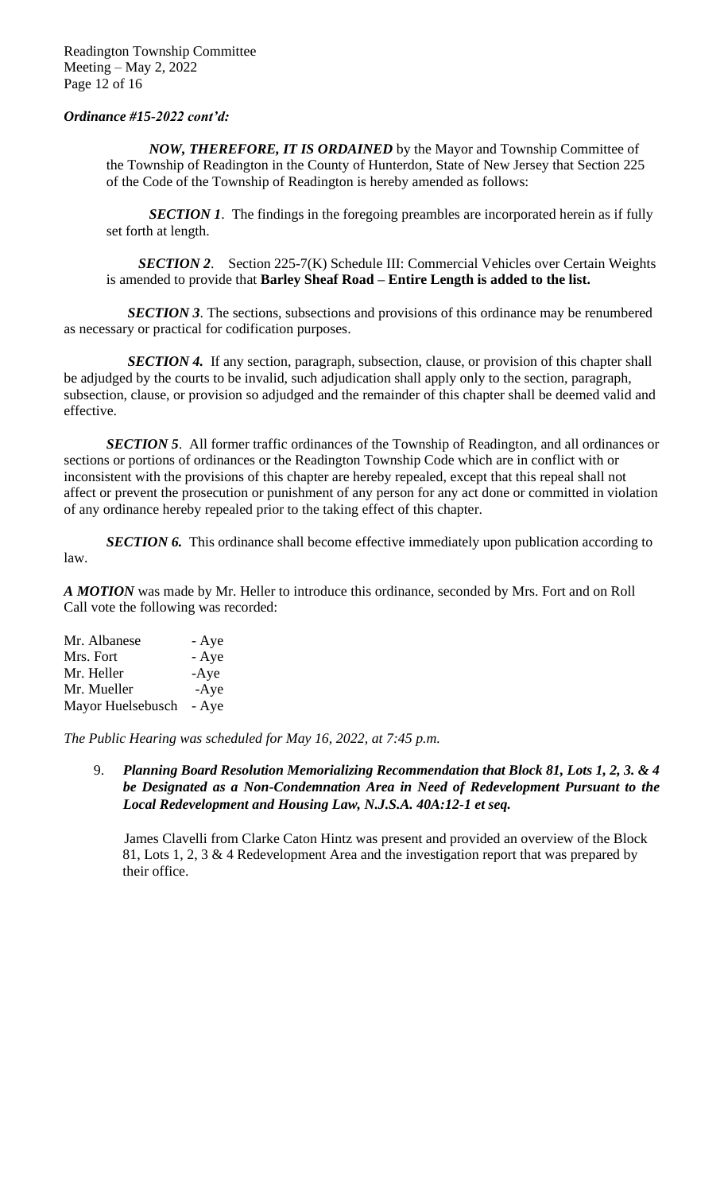***Ordinance #15-2022 cont'd:***

***NOW, THEREFORE, IT IS ORDAINED*** by the Mayor and Township Committee of the Township of Readington in the County of Hunterdon, State of New Jersey that Section 225 of the Code of the Township of Readington is hereby amended as follows:

***SECTION 1***. The findings in the foregoing preambles are incorporated herein as if fully set forth at length.

***SECTION 2***. Section 225-7(K) Schedule III: Commercial Vehicles over Certain Weights is amended to provide that **Barley Sheaf Road – Entire Length is added to the list.**

***SECTION 3***. The sections, subsections and provisions of this ordinance may be renumbered as necessary or practical for codification purposes.

***SECTION 4.*** If any section, paragraph, subsection, clause, or provision of this chapter shall be adjudged by the courts to be invalid, such adjudication shall apply only to the section, paragraph, subsection, clause, or provision so adjudged and the remainder of this chapter shall be deemed valid and effective.

***SECTION 5***. All former traffic ordinances of the Township of Readington, and all ordinances or sections or portions of ordinances or the Readington Township Code which are in conflict with or inconsistent with the provisions of this chapter are hereby repealed, except that this repeal shall not affect or prevent the prosecution or punishment of any person for any act done or committed in violation of any ordinance hereby repealed prior to the taking effect of this chapter.

***SECTION 6.*** This ordinance shall become effective immediately upon publication according to law.

***A MOTION*** was made by Mr. Heller to introduce this ordinance, seconded by Mrs. Fort and on Roll Call vote the following was recorded:

Mr. Albanese - Aye
Mrs. Fort - Aye
Mr. Heller -Aye
Mr. Mueller -Aye
Mayor Huelsebusch - Aye

*The Public Hearing was scheduled for May 16, 2022, at 7:45 p.m.*

9. ***Planning Board Resolution Memorializing Recommendation that Block 81, Lots 1, 2, 3. & 4 be Designated as a Non-Condemnation Area in Need of Redevelopment Pursuant to the Local Redevelopment and Housing Law, N.J.S.A. 40A:12-1 et seq.***

   James Clavelli from Clarke Caton Hintz was present and provided an overview of the Block 81, Lots 1, 2, 3 & 4 Redevelopment Area and the investigation report that was prepared by their office.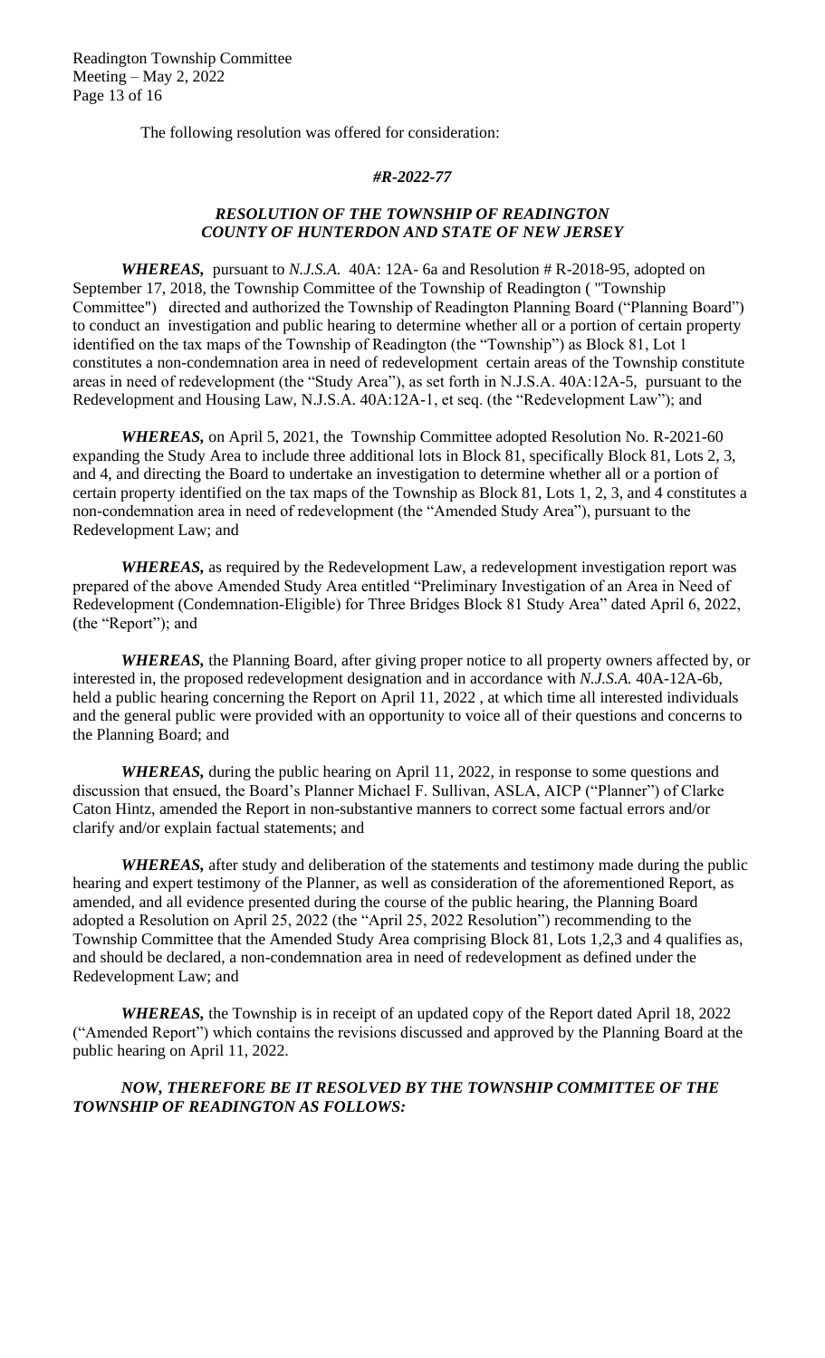The following resolution was offered for consideration:

***#R-2022-77***

***RESOLUTION OF THE TOWNSHIP OF READINGTON***
***COUNTY OF HUNTERDON AND STATE OF NEW JERSEY***

***WHEREAS,*** pursuant to *N.J.S.A.* 40A: 12A- 6a and Resolution # R-2018-95, adopted on September 17, 2018, the Township Committee of the Township of Readington ( "Township Committee") directed and authorized the Township of Readington Planning Board ("Planning Board") to conduct an investigation and public hearing to determine whether all or a portion of certain property identified on the tax maps of the Township of Readington (the "Township") as Block 81, Lot 1 constitutes a non-condemnation area in need of redevelopment certain areas of the Township constitute areas in need of redevelopment (the "Study Area"), as set forth in N.J.S.A. 40A:12A-5, pursuant to the Redevelopment and Housing Law, N.J.S.A. 40A:12A-1, et seq. (the "Redevelopment Law"); and

***WHEREAS,*** on April 5, 2021, the Township Committee adopted Resolution No. R-2021-60 expanding the Study Area to include three additional lots in Block 81, specifically Block 81, Lots 2, 3, and 4, and directing the Board to undertake an investigation to determine whether all or a portion of certain property identified on the tax maps of the Township as Block 81, Lots 1, 2, 3, and 4 constitutes a non-condemnation area in need of redevelopment (the "Amended Study Area"), pursuant to the Redevelopment Law; and

***WHEREAS,*** as required by the Redevelopment Law, a redevelopment investigation report was prepared of the above Amended Study Area entitled "Preliminary Investigation of an Area in Need of Redevelopment (Condemnation-Eligible) for Three Bridges Block 81 Study Area" dated April 6, 2022, (the "Report"); and

***WHEREAS,*** the Planning Board, after giving proper notice to all property owners affected by, or interested in, the proposed redevelopment designation and in accordance with *N.J.S.A.* 40A-12A-6b, held a public hearing concerning the Report on April 11, 2022 , at which time all interested individuals and the general public were provided with an opportunity to voice all of their questions and concerns to the Planning Board; and

***WHEREAS,*** during the public hearing on April 11, 2022, in response to some questions and discussion that ensued, the Board's Planner Michael F. Sullivan, ASLA, AICP ("Planner") of Clarke Caton Hintz, amended the Report in non-substantive manners to correct some factual errors and/or clarify and/or explain factual statements; and

***WHEREAS,*** after study and deliberation of the statements and testimony made during the public hearing and expert testimony of the Planner, as well as consideration of the aforementioned Report, as amended, and all evidence presented during the course of the public hearing, the Planning Board adopted a Resolution on April 25, 2022 (the "April 25, 2022 Resolution") recommending to the Township Committee that the Amended Study Area comprising Block 81, Lots 1,2,3 and 4 qualifies as, and should be declared, a non-condemnation area in need of redevelopment as defined under the Redevelopment Law; and

***WHEREAS,*** the Township is in receipt of an updated copy of the Report dated April 18, 2022 ("Amended Report") which contains the revisions discussed and approved by the Planning Board at the public hearing on April 11, 2022.

***NOW, THEREFORE BE IT RESOLVED BY THE TOWNSHIP COMMITTEE OF THE TOWNSHIP OF READINGTON AS FOLLOWS:***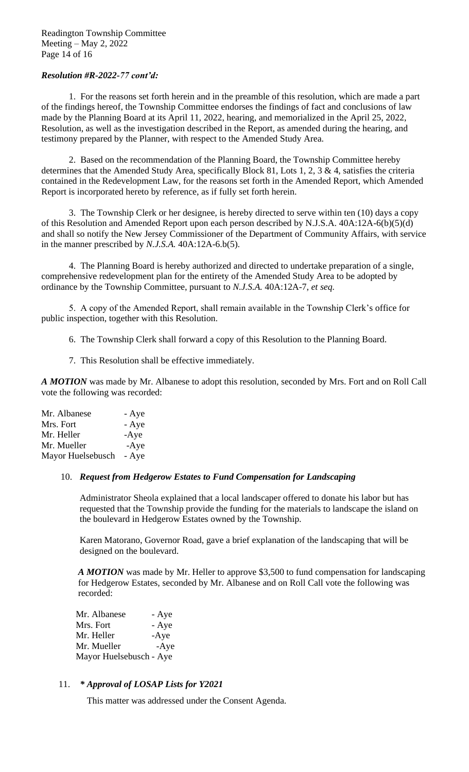***Resolution #R-2022-77 cont'd:***

1. For the reasons set forth herein and in the preamble of this resolution, which are made a part of the findings hereof, the Township Committee endorses the findings of fact and conclusions of law made by the Planning Board at its April 11, 2022, hearing, and memorialized in the April 25, 2022, Resolution, as well as the investigation described in the Report, as amended during the hearing, and testimony prepared by the Planner, with respect to the Amended Study Area.

2. Based on the recommendation of the Planning Board, the Township Committee hereby determines that the Amended Study Area, specifically Block 81, Lots 1, 2, 3 & 4, satisfies the criteria contained in the Redevelopment Law, for the reasons set forth in the Amended Report, which Amended Report is incorporated hereto by reference, as if fully set forth herein.

3. The Township Clerk or her designee, is hereby directed to serve within ten (10) days a copy of this Resolution and Amended Report upon each person described by N.J.S.A. 40A:12A-6(b)(5)(d) and shall so notify the New Jersey Commissioner of the Department of Community Affairs, with service in the manner prescribed by *N.J.S.A.* 40A:12A-6.b(5).

4. The Planning Board is hereby authorized and directed to undertake preparation of a single, comprehensive redevelopment plan for the entirety of the Amended Study Area to be adopted by ordinance by the Township Committee, pursuant to *N.J.S.A.* 40A:12A-7, *et seq.*

5. A copy of the Amended Report, shall remain available in the Township Clerk's office for public inspection, together with this Resolution.

6. The Township Clerk shall forward a copy of this Resolution to the Planning Board.

7. This Resolution shall be effective immediately.

***A MOTION*** was made by Mr. Albanese to adopt this resolution, seconded by Mrs. Fort and on Roll Call vote the following was recorded:

Mr. Albanese - Aye
Mrs. Fort - Aye
Mr. Heller -Aye
Mr. Mueller -Aye
Mayor Huelsebusch - Aye

10. ***Request from Hedgerow Estates to Fund Compensation for Landscaping***

Administrator Sheola explained that a local landscaper offered to donate his labor but has requested that the Township provide the funding for the materials to landscape the island on the boulevard in Hedgerow Estates owned by the Township.

Karen Matorano, Governor Road, gave a brief explanation of the landscaping that will be designed on the boulevard.

***A MOTION*** was made by Mr. Heller to approve $3,500 to fund compensation for landscaping for Hedgerow Estates, seconded by Mr. Albanese and on Roll Call vote the following was recorded:

Mr. Albanese - Aye
Mrs. Fort - Aye
Mr. Heller -Aye
Mr. Mueller -Aye
Mayor Huelsebusch - Aye

11. ***\* Approval of LOSAP Lists for Y2021***

This matter was addressed under the Consent Agenda.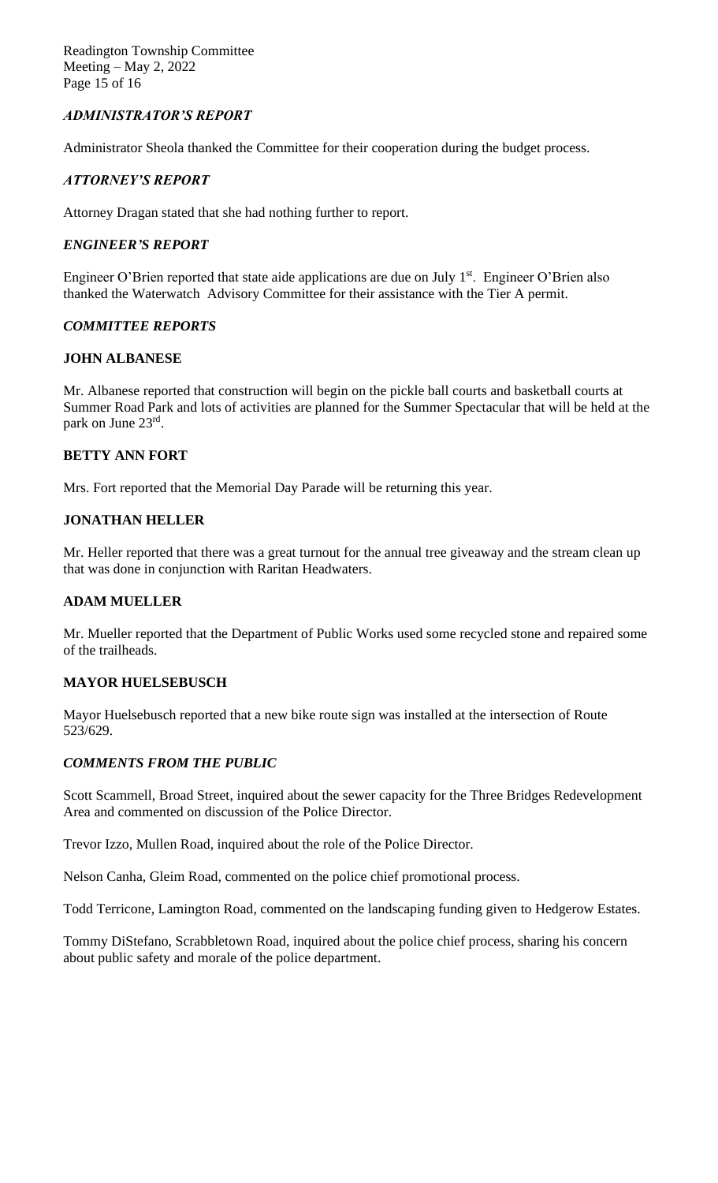### *ADMINISTRATOR'S REPORT*

Administrator Sheola thanked the Committee for their cooperation during the budget process.

### *ATTORNEY'S REPORT*

Attorney Dragan stated that she had nothing further to report.

### *ENGINEER'S REPORT*

Engineer O'Brien reported that state aide applications are due on July 1st. Engineer O'Brien also thanked the Waterwatch Advisory Committee for their assistance with the Tier A permit.

### *COMMITTEE REPORTS*

#### **JOHN ALBANESE**

Mr. Albanese reported that construction will begin on the pickle ball courts and basketball courts at Summer Road Park and lots of activities are planned for the Summer Spectacular that will be held at the park on June 23rd.

#### **BETTY ANN FORT**

Mrs. Fort reported that the Memorial Day Parade will be returning this year.

#### **JONATHAN HELLER**

Mr. Heller reported that there was a great turnout for the annual tree giveaway and the stream clean up that was done in conjunction with Raritan Headwaters.

#### **ADAM MUELLER**

Mr. Mueller reported that the Department of Public Works used some recycled stone and repaired some of the trailheads.

#### **MAYOR HUELSEBUSCH**

Mayor Huelsebusch reported that a new bike route sign was installed at the intersection of Route 523/629.

### *COMMENTS FROM THE PUBLIC*

Scott Scammell, Broad Street, inquired about the sewer capacity for the Three Bridges Redevelopment Area and commented on discussion of the Police Director.

Trevor Izzo, Mullen Road, inquired about the role of the Police Director.

Nelson Canha, Gleim Road, commented on the police chief promotional process.

Todd Terricone, Lamington Road, commented on the landscaping funding given to Hedgerow Estates.

Tommy DiStefano, Scrabbletown Road, inquired about the police chief process, sharing his concern about public safety and morale of the police department.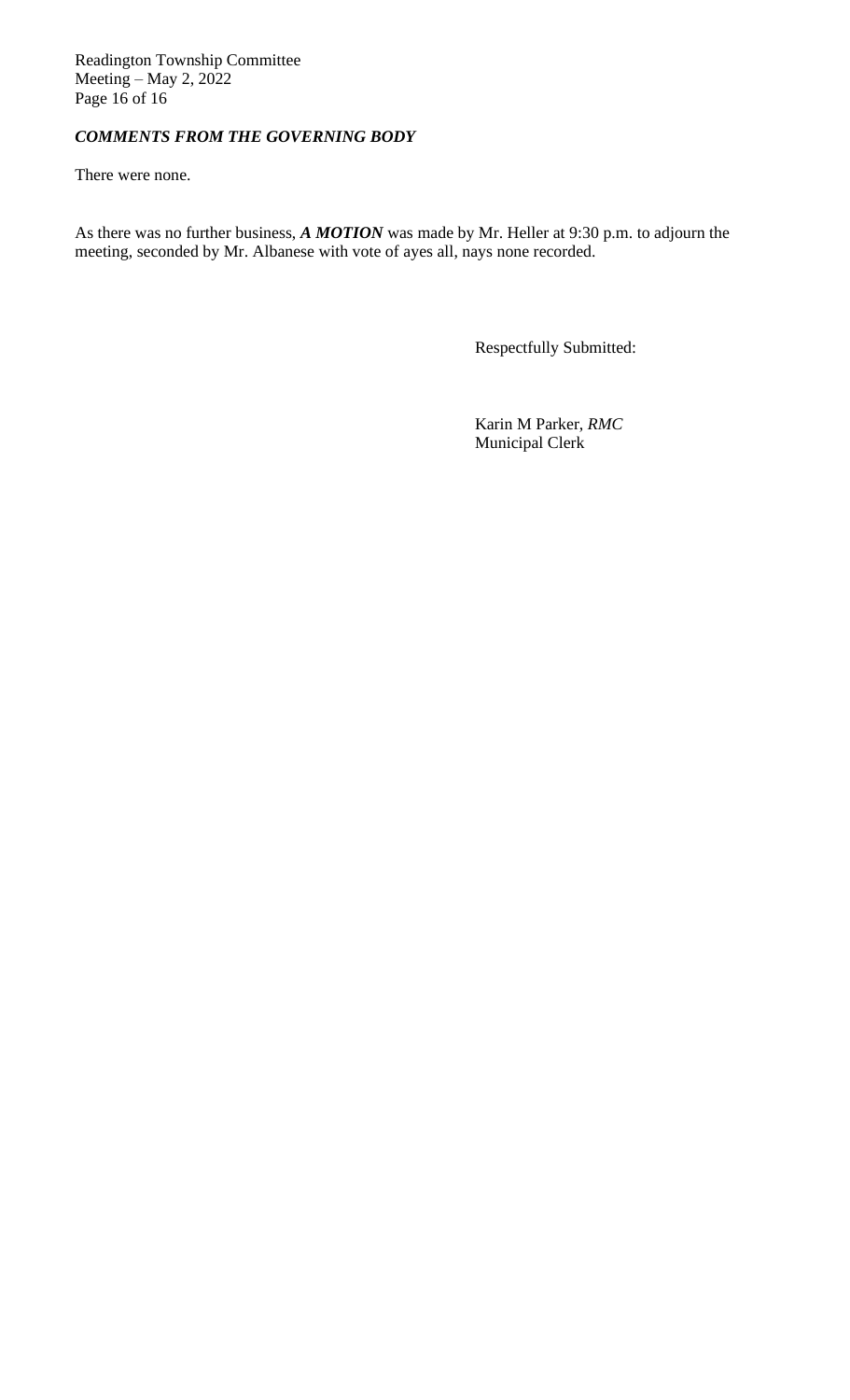***COMMENTS FROM THE GOVERNING BODY***

There were none.

As there was no further business, ***A MOTION*** was made by Mr. Heller at 9:30 p.m. to adjourn the meeting, seconded by Mr. Albanese with vote of ayes all, nays none recorded.

Respectfully Submitted:

Karin M Parker, *RMC*
Municipal Clerk